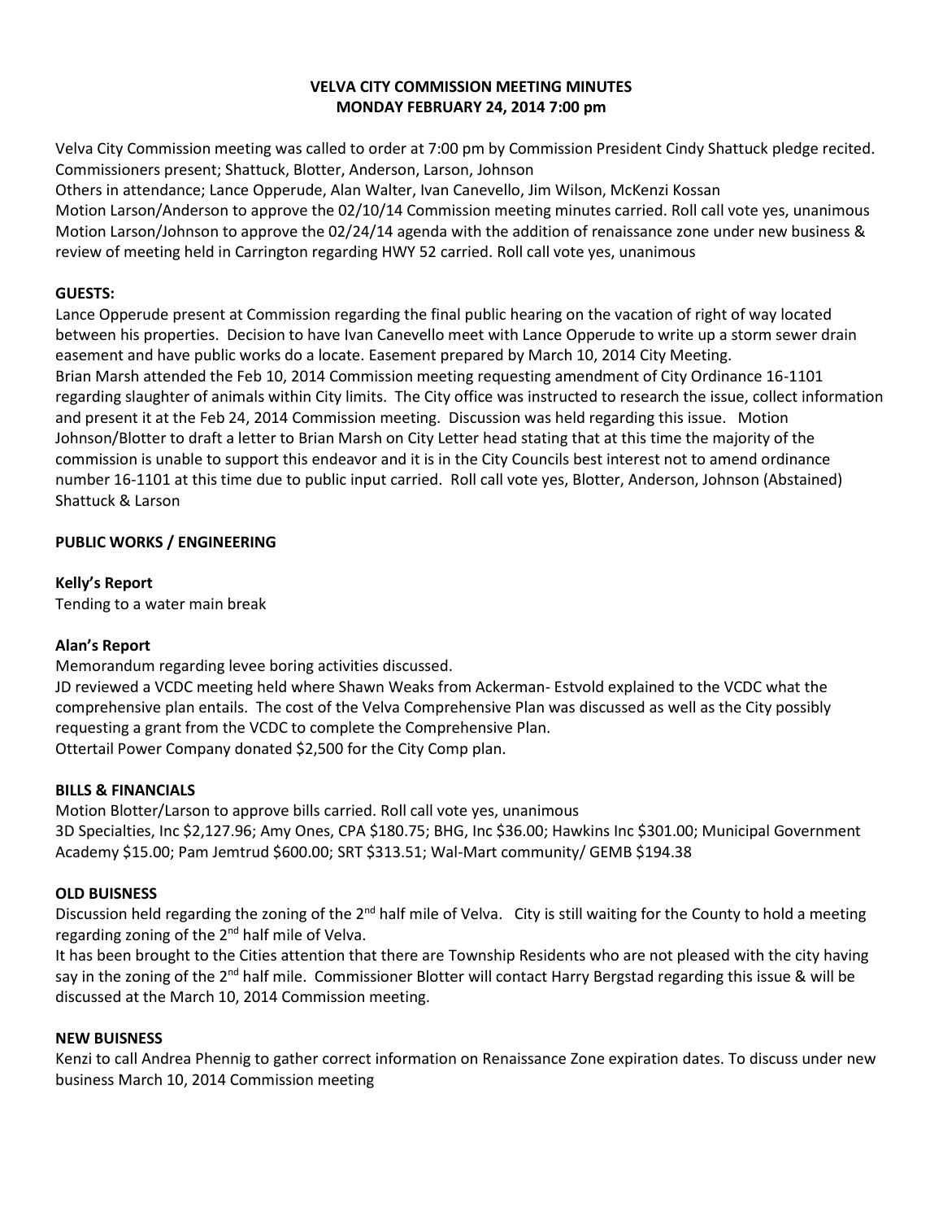# VELVA CITY COMMISSION MEETING MINUTES
## MONDAY FEBRUARY 24, 2014 7:00 pm

Velva City Commission meeting was called to order at 7:00 pm by Commission President Cindy Shattuck pledge recited.
Commissioners present; Shattuck, Blotter, Anderson, Larson, Johnson
Others in attendance; Lance Opperude, Alan Walter, Ivan Canevello, Jim Wilson, McKenzi Kossan
Motion Larson/Anderson to approve the 02/10/14 Commission meeting minutes carried. Roll call vote yes, unanimous
Motion Larson/Johnson to approve the 02/24/14 agenda with the addition of renaissance zone under new business & review of meeting held in Carrington regarding HWY 52 carried. Roll call vote yes, unanimous

### GUESTS:

Lance Opperude present at Commission regarding the final public hearing on the vacation of right of way located between his properties. Decision to have Ivan Canevello meet with Lance Opperude to write up a storm sewer drain easement and have public works do a locate. Easement prepared by March 10, 2014 City Meeting.
Brian Marsh attended the Feb 10, 2014 Commission meeting requesting amendment of City Ordinance 16-1101 regarding slaughter of animals within City limits. The City office was instructed to research the issue, collect information and present it at the Feb 24, 2014 Commission meeting. Discussion was held regarding this issue. Motion Johnson/Blotter to draft a letter to Brian Marsh on City Letter head stating that at this time the majority of the commission is unable to support this endeavor and it is in the City Councils best interest not to amend ordinance number 16-1101 at this time due to public input carried. Roll call vote yes, Blotter, Anderson, Johnson (Abstained) Shattuck & Larson

### PUBLIC WORKS / ENGINEERING

**Kelly's Report**
Tending to a water main break

**Alan's Report**
Memorandum regarding levee boring activities discussed.
JD reviewed a VCDC meeting held where Shawn Weaks from Ackerman- Estvold explained to the VCDC what the comprehensive plan entails. The cost of the Velva Comprehensive Plan was discussed as well as the City possibly requesting a grant from the VCDC to complete the Comprehensive Plan.
Ottertail Power Company donated $2,500 for the City Comp plan.

### BILLS & FINANCIALS

Motion Blotter/Larson to approve bills carried. Roll call vote yes, unanimous
3D Specialties, Inc $2,127.96; Amy Ones, CPA $180.75; BHG, Inc $36.00; Hawkins Inc $301.00; Municipal Government Academy $15.00; Pam Jemtrud $600.00; SRT $313.51; Wal-Mart community/ GEMB $194.38

### OLD BUISNESS

Discussion held regarding the zoning of the 2nd half mile of Velva. City is still waiting for the County to hold a meeting regarding zoning of the 2nd half mile of Velva.
It has been brought to the Cities attention that there are Township Residents who are not pleased with the city having say in the zoning of the 2nd half mile. Commissioner Blotter will contact Harry Bergstad regarding this issue & will be discussed at the March 10, 2014 Commission meeting.

### NEW BUISNESS

Kenzi to call Andrea Phennig to gather correct information on Renaissance Zone expiration dates. To discuss under new business March 10, 2014 Commission meeting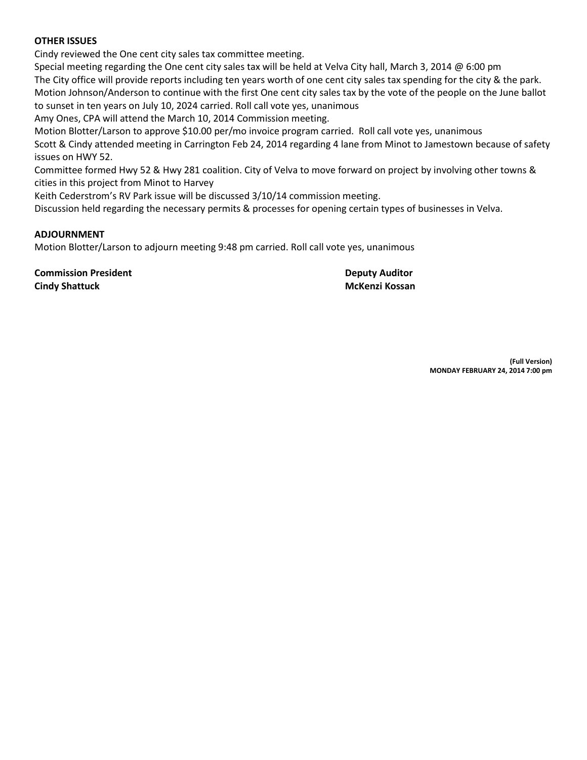**OTHER ISSUES**

Cindy reviewed the One cent city sales tax committee meeting.

Special meeting regarding the One cent city sales tax will be held at Velva City hall, March 3, 2014 @ 6:00 pm

The City office will provide reports including ten years worth of one cent city sales tax spending for the city & the park.

Motion Johnson/Anderson to continue with the first One cent city sales tax by the vote of the people on the June ballot to sunset in ten years on July 10, 2024 carried. Roll call vote yes, unanimous

Amy Ones, CPA will attend the March 10, 2014 Commission meeting.

Motion Blotter/Larson to approve $10.00 per/mo invoice program carried. Roll call vote yes, unanimous

Scott & Cindy attended meeting in Carrington Feb 24, 2014 regarding 4 lane from Minot to Jamestown because of safety issues on HWY 52.

Committee formed Hwy 52 & Hwy 281 coalition. City of Velva to move forward on project by involving other towns & cities in this project from Minot to Harvey

Keith Cederstrom's RV Park issue will be discussed 3/10/14 commission meeting.

Discussion held regarding the necessary permits & processes for opening certain types of businesses in Velva.

**ADJOURNMENT**

Motion Blotter/Larson to adjourn meeting 9:48 pm carried. Roll call vote yes, unanimous

**Commission President**
**Cindy Shattuck**

**Deputy Auditor**
**McKenzi Kossan**

**(Full Version)**
**MONDAY FEBRUARY 24, 2014 7:00 pm**